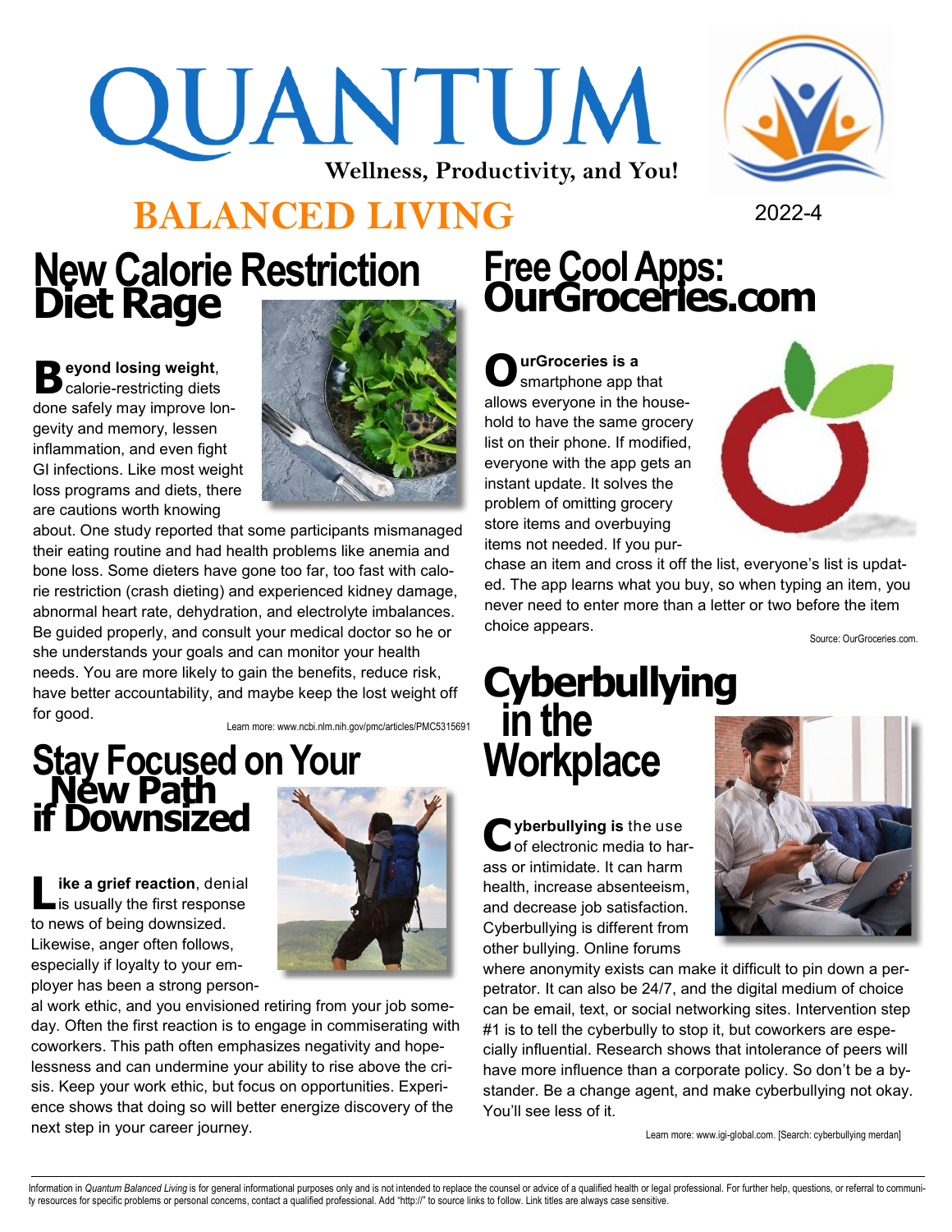# QUANTUM

**Wellness, Productivity, and You!**

## BALANCED LIVING

2022-4

## New Calorie Restriction Diet Rage

**Beyond losing weight**, calorie-restricting diets done safely may improve longevity and memory, lessen inflammation, and even fight GI infections. Like most weight loss programs and diets, there are cautions worth knowing about. One study reported that some participants mismanaged their eating routine and had health problems like anemia and bone loss. Some dieters have gone too far, too fast with calorie restriction (crash dieting) and experienced kidney damage, abnormal heart rate, dehydration, and electrolyte imbalances. Be guided properly, and consult your medical doctor so he or she understands your goals and can monitor your health needs. You are more likely to gain the benefits, reduce risk, have better accountability, and maybe keep the lost weight off for good.

Learn more: www.ncbi.nlm.nih.gov/pmc/articles/PMC5315691

## Stay Focused on Your New Path if Downsized

**Like a grief reaction**, denial is usually the first response to news of being downsized. Likewise, anger often follows, especially if loyalty to your employer has been a strong personal work ethic, and you envisioned retiring from your job someday. Often the first reaction is to engage in commiserating with coworkers. This path often emphasizes negativity and hopelessness and can undermine your ability to rise above the crisis. Keep your work ethic, but focus on opportunities. Experience shows that doing so will better energize discovery of the next step in your career journey.

## Free Cool Apps: OurGroceries.com

**OurGroceries is a** smartphone app that allows everyone in the household to have the same grocery list on their phone. If modified, everyone with the app gets an instant update. It solves the problem of omitting grocery store items and overbuying items not needed. If you purchase an item and cross it off the list, everyone's list is updated. The app learns what you buy, so when typing an item, you never need to enter more than a letter or two before the item choice appears.

Source: OurGroceries.com.

## Cyberbullying in the Workplace

**Cyberbullying is** the use of electronic media to harass or intimidate. It can harm health, increase absenteeism, and decrease job satisfaction. Cyberbullying is different from other bullying. Online forums where anonymity exists can make it difficult to pin down a perpetrator. It can also be 24/7, and the digital medium of choice can be email, text, or social networking sites. Intervention step #1 is to tell the cyberbully to stop it, but coworkers are especially influential. Research shows that intolerance of peers will have more influence than a corporate policy. So don't be a bystander. Be a change agent, and make cyberbullying not okay. You'll see less of it.

Learn more: www.igi-global.com. [Search: cyberbullying merdan]

---

Information in *Quantum Balanced Living* is for general informational purposes only and is not intended to replace the counsel or advice of a qualified health or legal professional. For further help, questions, or referral to community resources for specific problems or personal concerns, contact a qualified professional. Add "http://" to source links to follow. Link titles are always case sensitive.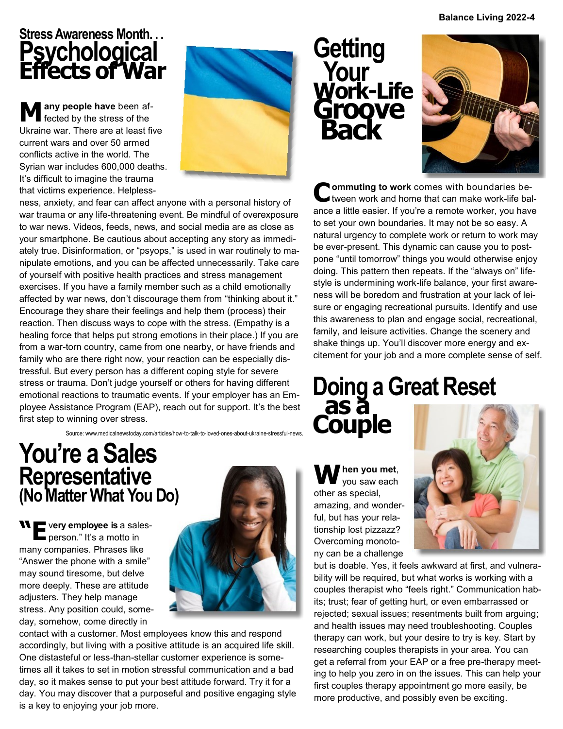# Stress Awareness Month. . . Psychological Effects of War

**Many people have** been affected by the stress of the Ukraine war. There are at least five current wars and over 50 armed conflicts active in the world. The Syrian war includes 600,000 deaths. It's difficult to imagine the trauma that victims experience. Helplessness, anxiety, and fear can affect anyone with a personal history of war trauma or any life-threatening event. Be mindful of overexposure to war news. Videos, feeds, news, and social media are as close as your smartphone. Be cautious about accepting any story as immediately true. Disinformation, or "psyops," is used in war routinely to manipulate emotions, and you can be affected unnecessarily. Take care of yourself with positive health practices and stress management exercises. If you have a family member such as a child emotionally affected by war news, don't discourage them from "thinking about it." Encourage they share their feelings and help them (process) their reaction. Then discuss ways to cope with the stress. (Empathy is a healing force that helps put strong emotions in their place.) If you are from a war-torn country, came from one nearby, or have friends and family who are there right now, your reaction can be especially distressful. But every person has a different coping style for severe stress or trauma. Don't judge yourself or others for having different emotional reactions to traumatic events. If your employer has an Employee Assistance Program (EAP), reach out for support. It's the best first step to winning over stress.

Source: www.medicalnewstoday.com/articles/how-to-talk-to-loved-ones-about-ukraine-stressful-news.

# You're a Sales Representative (No Matter What You Do)

"**Every employee is** a salesperson." It's a motto in many companies. Phrases like "Answer the phone with a smile" may sound tiresome, but delve more deeply. These are attitude adjusters. They help manage stress. Any position could, someday, somehow, come directly in contact with a customer. Most employees know this and respond accordingly, but living with a positive attitude is an acquired life skill. One distasteful or less-than-stellar customer experience is sometimes all it takes to set in motion stressful communication and a bad day, so it makes sense to put your best attitude forward. Try it for a day. You may discover that a purposeful and positive engaging style is a key to enjoying your job more.

# Getting Your Work-Life Groove Back

**Commuting to work** comes with boundaries between work and home that can make work-life balance a little easier. If you're a remote worker, you have to set your own boundaries. It may not be so easy. A natural urgency to complete work or return to work may be ever-present. This dynamic can cause you to postpone "until tomorrow" things you would otherwise enjoy doing. This pattern then repeats. If the "always on" lifestyle is undermining work-life balance, your first awareness will be boredom and frustration at your lack of leisure or engaging recreational pursuits. Identify and use this awareness to plan and engage social, recreational, family, and leisure activities. Change the scenery and shake things up. You'll discover more energy and excitement for your job and a more complete sense of self.

# Doing a Great Reset as a Couple

**When you met**, you saw each other as special, amazing, and wonderful, but has your relationship lost pizzazz? Overcoming monotony can be a challenge but is doable. Yes, it feels awkward at first, and vulnerability will be required, but what works is working with a couples therapist who "feels right." Communication habits; trust; fear of getting hurt, or even embarrassed or rejected; sexual issues; resentments built from arguing; and health issues may need troubleshooting. Couples therapy can work, but your desire to try is key. Start by researching couples therapists in your area. You can get a referral from your EAP or a free pre-therapy meeting to help you zero in on the issues. This can help your first couples therapy appointment go more easily, be more productive, and possibly even be exciting.